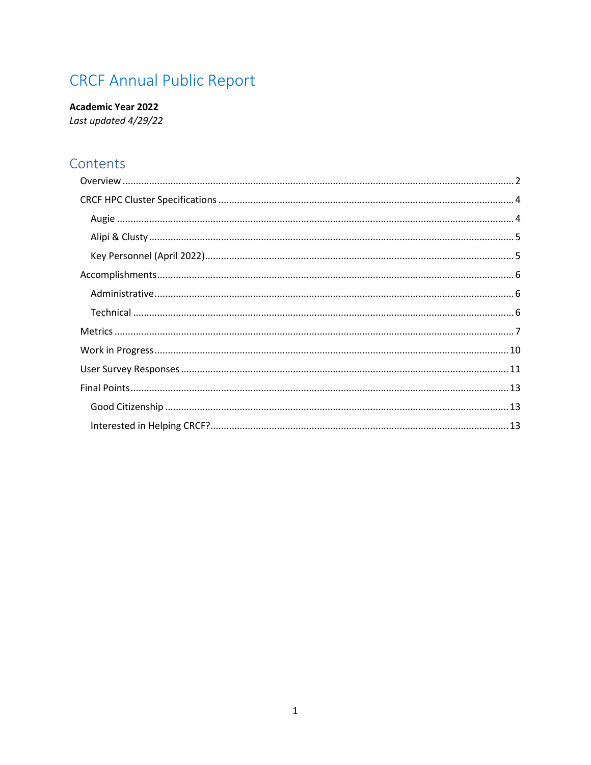# CRCF Annual Public Report

**Academic Year 2022**
*Last updated 4/29/22*

## Contents

- Overview ... 2
- CRCF HPC Cluster Specifications ... 4
  - Augie ... 4
  - Alipi & Clusty ... 5
  - Key Personnel (April 2022) ... 5
- Accomplishments ... 6
  - Administrative ... 6
  - Technical ... 6
- Metrics ... 7
- Work in Progress ... 10
- User Survey Responses ... 11
- Final Points ... 13
  - Good Citizenship ... 13
  - Interested in Helping CRCF? ... 13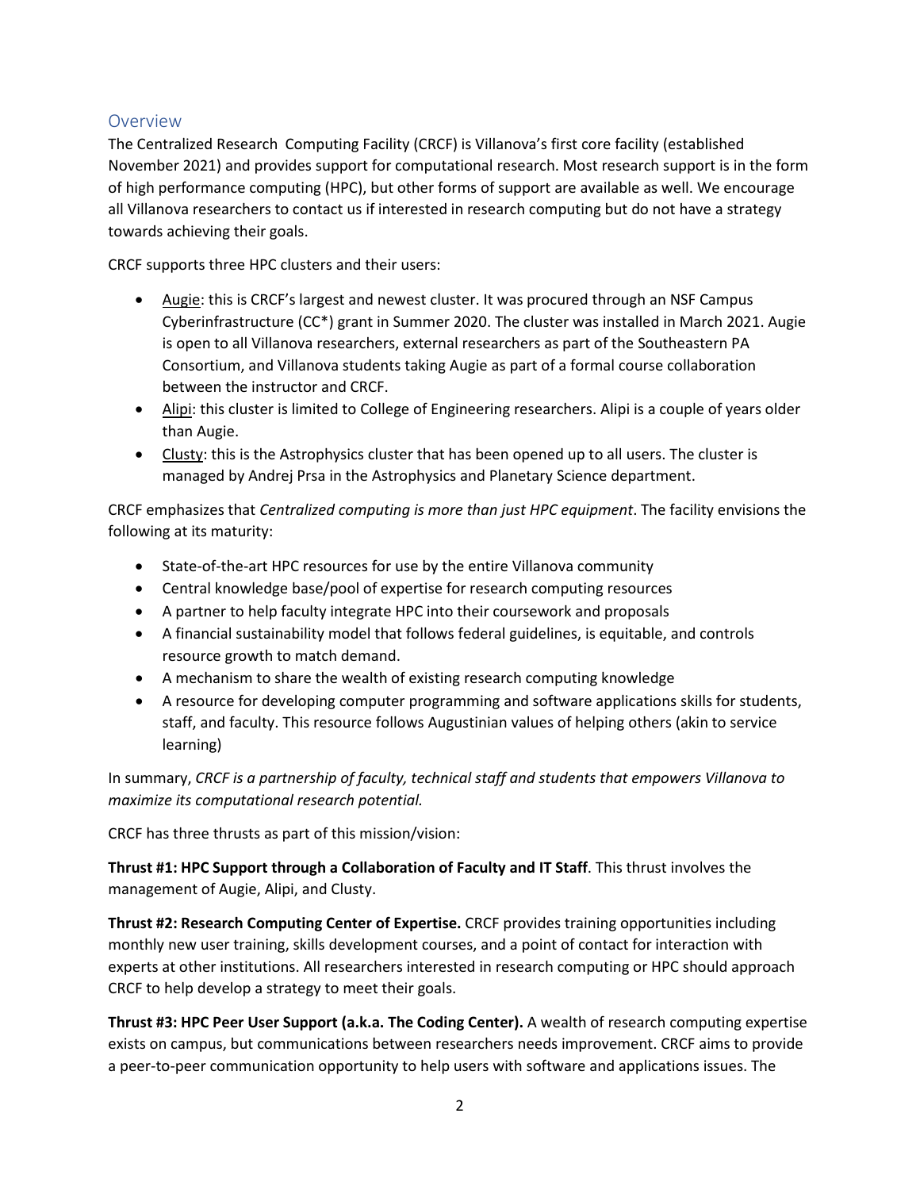## Overview

The Centralized Research Computing Facility (CRCF) is Villanova's first core facility (established November 2021) and provides support for computational research. Most research support is in the form of high performance computing (HPC), but other forms of support are available as well. We encourage all Villanova researchers to contact us if interested in research computing but do not have a strategy towards achieving their goals.

CRCF supports three HPC clusters and their users:

- Augie: this is CRCF's largest and newest cluster. It was procured through an NSF Campus Cyberinfrastructure (CC*) grant in Summer 2020. The cluster was installed in March 2021. Augie is open to all Villanova researchers, external researchers as part of the Southeastern PA Consortium, and Villanova students taking Augie as part of a formal course collaboration between the instructor and CRCF.
- Alipi: this cluster is limited to College of Engineering researchers. Alipi is a couple of years older than Augie.
- Clusty: this is the Astrophysics cluster that has been opened up to all users. The cluster is managed by Andrej Prsa in the Astrophysics and Planetary Science department.

CRCF emphasizes that *Centralized computing is more than just HPC equipment*. The facility envisions the following at its maturity:

- State-of-the-art HPC resources for use by the entire Villanova community
- Central knowledge base/pool of expertise for research computing resources
- A partner to help faculty integrate HPC into their coursework and proposals
- A financial sustainability model that follows federal guidelines, is equitable, and controls resource growth to match demand.
- A mechanism to share the wealth of existing research computing knowledge
- A resource for developing computer programming and software applications skills for students, staff, and faculty. This resource follows Augustinian values of helping others (akin to service learning)

In summary, *CRCF is a partnership of faculty, technical staff and students that empowers Villanova to maximize its computational research potential.*

CRCF has three thrusts as part of this mission/vision:

**Thrust #1: HPC Support through a Collaboration of Faculty and IT Staff**. This thrust involves the management of Augie, Alipi, and Clusty.

**Thrust #2: Research Computing Center of Expertise.** CRCF provides training opportunities including monthly new user training, skills development courses, and a point of contact for interaction with experts at other institutions. All researchers interested in research computing or HPC should approach CRCF to help develop a strategy to meet their goals.

**Thrust #3: HPC Peer User Support (a.k.a. The Coding Center).** A wealth of research computing expertise exists on campus, but communications between researchers needs improvement. CRCF aims to provide a peer-to-peer communication opportunity to help users with software and applications issues. The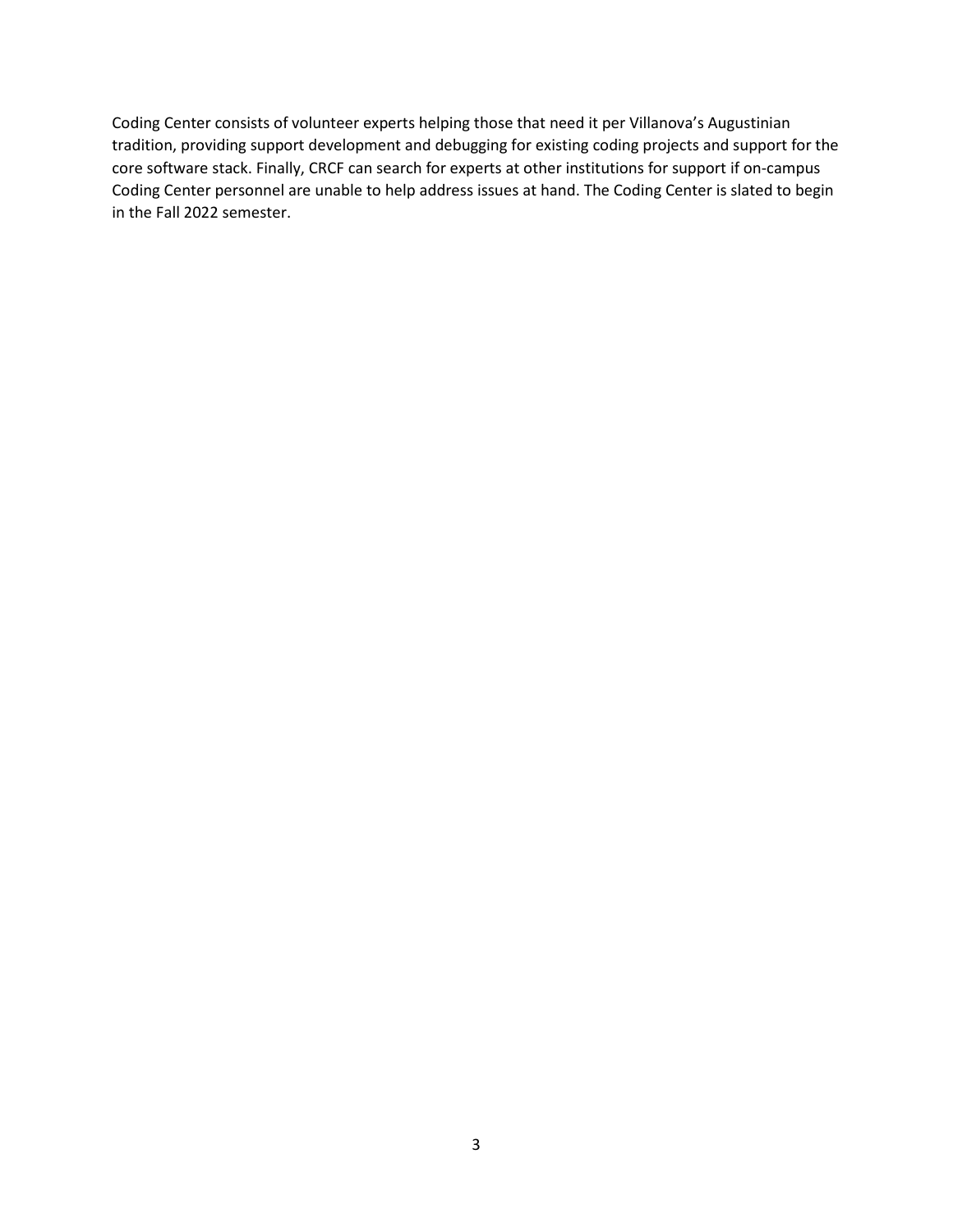Coding Center consists of volunteer experts helping those that need it per Villanova's Augustinian tradition, providing support development and debugging for existing coding projects and support for the core software stack. Finally, CRCF can search for experts at other institutions for support if on-campus Coding Center personnel are unable to help address issues at hand. The Coding Center is slated to begin in the Fall 2022 semester.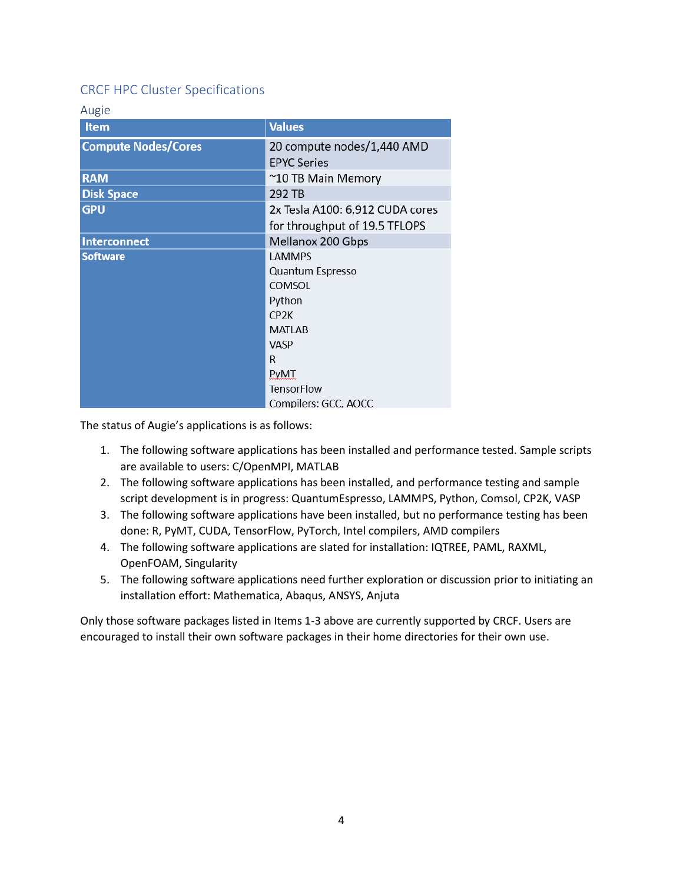## CRCF HPC Cluster Specifications

### Augie

| Item | Values |
|---|---|
| **Compute Nodes/Cores** | 20 compute nodes/1,440 AMD EPYC Series |
| **RAM** | ~10 TB Main Memory |
| **Disk Space** | 292 TB |
| **GPU** | 2x Tesla A100: 6,912 CUDA cores for throughput of 19.5 TFLOPS |
| **Interconnect** | Mellanox 200 Gbps |
| **Software** | LAMMPS<br>Quantum Espresso<br>COMSOL<br>Python<br>CP2K<br>MATLAB<br>VASP<br>R<br>PyMT<br>TensorFlow<br>Compilers: GCC, AOCC |

The status of Augie's applications is as follows:

1. The following software applications has been installed and performance tested. Sample scripts are available to users: C/OpenMPI, MATLAB
2. The following software applications has been installed, and performance testing and sample script development is in progress: QuantumEspresso, LAMMPS, Python, Comsol, CP2K, VASP
3. The following software applications have been installed, but no performance testing has been done: R, PyMT, CUDA, TensorFlow, PyTorch, Intel compilers, AMD compilers
4. The following software applications are slated for installation: IQTREE, PAML, RAXML, OpenFOAM, Singularity
5. The following software applications need further exploration or discussion prior to initiating an installation effort: Mathematica, Abaqus, ANSYS, Anjuta

Only those software packages listed in Items 1-3 above are currently supported by CRCF. Users are encouraged to install their own software packages in their home directories for their own use.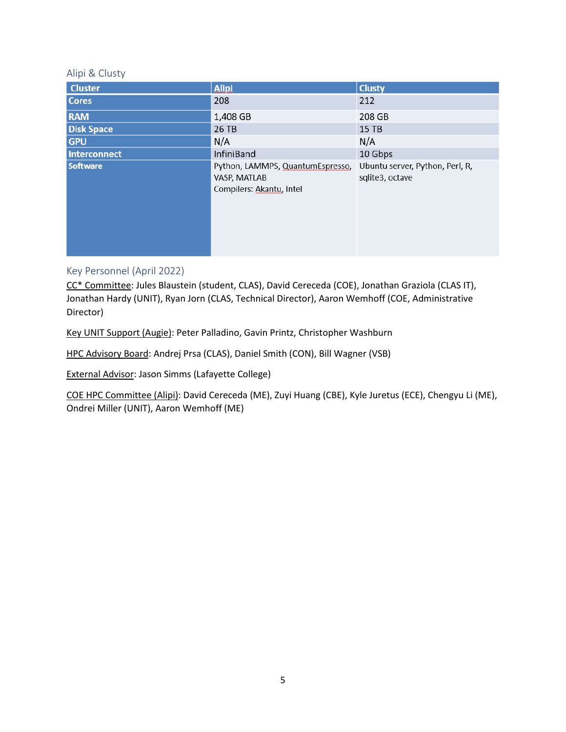## Alipi & Clusty

| Cluster | Alipi | Clusty |
|---|---|---|
| Cores | 208 | 212 |
| RAM | 1,408 GB | 208 GB |
| Disk Space | 26 TB | 15 TB |
| GPU | N/A | N/A |
| Interconnect | InfiniBand | 10 Gbps |
| Software | Python, LAMMPS, QuantumEspresso, VASP, MATLAB<br>Compilers: Akantu, Intel | Ubuntu server, Python, Perl, R, sqlite3, octave |

## Key Personnel (April 2022)

<u>CC* Committee</u>: Jules Blaustein (student, CLAS), David Cereceda (COE), Jonathan Graziola (CLAS IT), Jonathan Hardy (UNIT), Ryan Jorn (CLAS, Technical Director), Aaron Wemhoff (COE, Administrative Director)

<u>Key UNIT Support (Augie)</u>: Peter Palladino, Gavin Printz, Christopher Washburn

<u>HPC Advisory Board</u>: Andrej Prsa (CLAS), Daniel Smith (CON), Bill Wagner (VSB)

<u>External Advisor</u>: Jason Simms (Lafayette College)

<u>COE HPC Committee (Alipi)</u>: David Cereceda (ME), Zuyi Huang (CBE), Kyle Juretus (ECE), Chengyu Li (ME), Ondrei Miller (UNIT), Aaron Wemhoff (ME)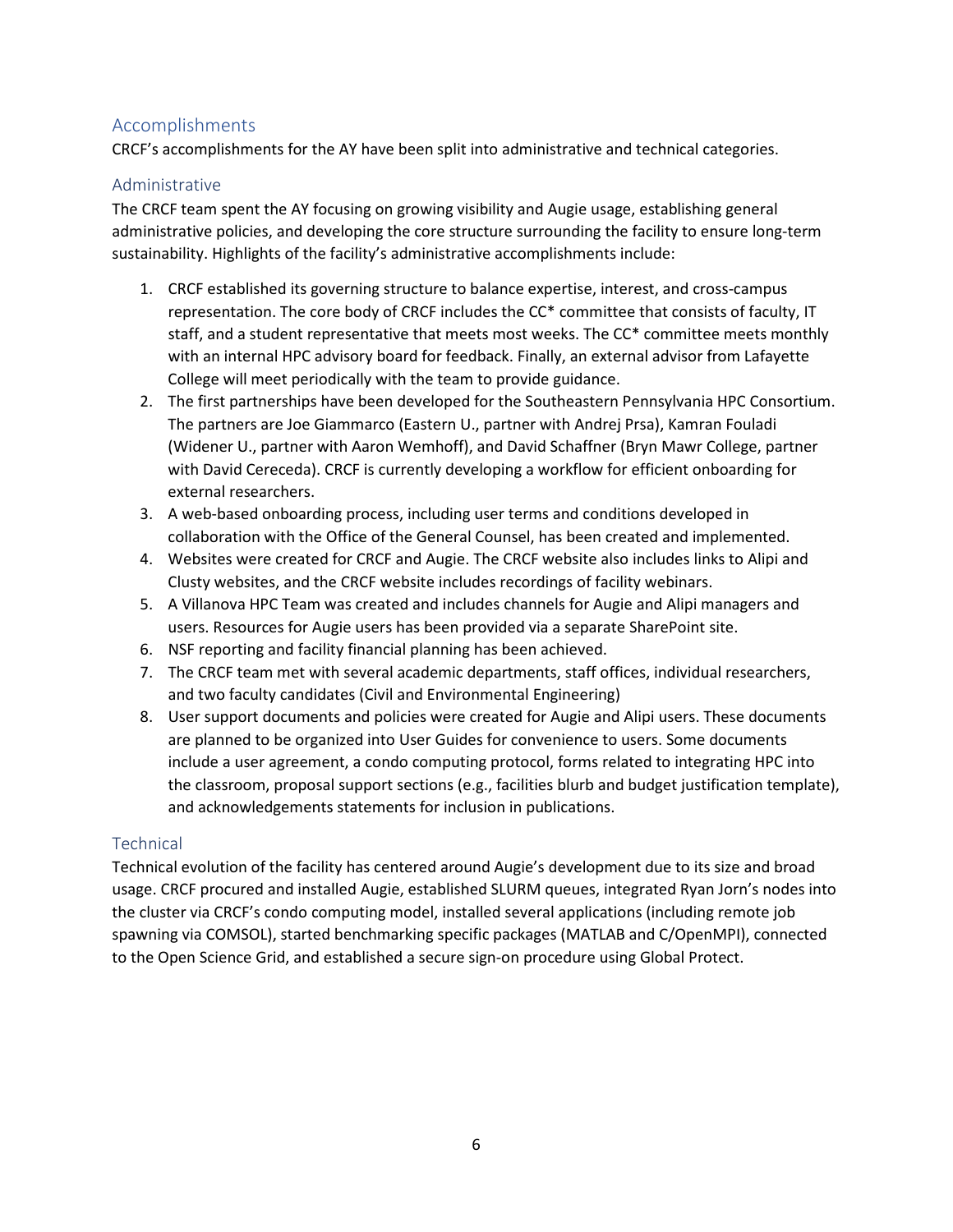## Accomplishments

CRCF's accomplishments for the AY have been split into administrative and technical categories.

### Administrative

The CRCF team spent the AY focusing on growing visibility and Augie usage, establishing general administrative policies, and developing the core structure surrounding the facility to ensure long-term sustainability. Highlights of the facility's administrative accomplishments include:

1. CRCF established its governing structure to balance expertise, interest, and cross-campus representation. The core body of CRCF includes the CC* committee that consists of faculty, IT staff, and a student representative that meets most weeks. The CC* committee meets monthly with an internal HPC advisory board for feedback. Finally, an external advisor from Lafayette College will meet periodically with the team to provide guidance.
2. The first partnerships have been developed for the Southeastern Pennsylvania HPC Consortium. The partners are Joe Giammarco (Eastern U., partner with Andrej Prsa), Kamran Fouladi (Widener U., partner with Aaron Wemhoff), and David Schaffner (Bryn Mawr College, partner with David Cereceda). CRCF is currently developing a workflow for efficient onboarding for external researchers.
3. A web-based onboarding process, including user terms and conditions developed in collaboration with the Office of the General Counsel, has been created and implemented.
4. Websites were created for CRCF and Augie. The CRCF website also includes links to Alipi and Clusty websites, and the CRCF website includes recordings of facility webinars.
5. A Villanova HPC Team was created and includes channels for Augie and Alipi managers and users. Resources for Augie users has been provided via a separate SharePoint site.
6. NSF reporting and facility financial planning has been achieved.
7. The CRCF team met with several academic departments, staff offices, individual researchers, and two faculty candidates (Civil and Environmental Engineering)
8. User support documents and policies were created for Augie and Alipi users. These documents are planned to be organized into User Guides for convenience to users. Some documents include a user agreement, a condo computing protocol, forms related to integrating HPC into the classroom, proposal support sections (e.g., facilities blurb and budget justification template), and acknowledgements statements for inclusion in publications.

### Technical

Technical evolution of the facility has centered around Augie's development due to its size and broad usage. CRCF procured and installed Augie, established SLURM queues, integrated Ryan Jorn's nodes into the cluster via CRCF's condo computing model, installed several applications (including remote job spawning via COMSOL), started benchmarking specific packages (MATLAB and C/OpenMPI), connected to the Open Science Grid, and established a secure sign-on procedure using Global Protect.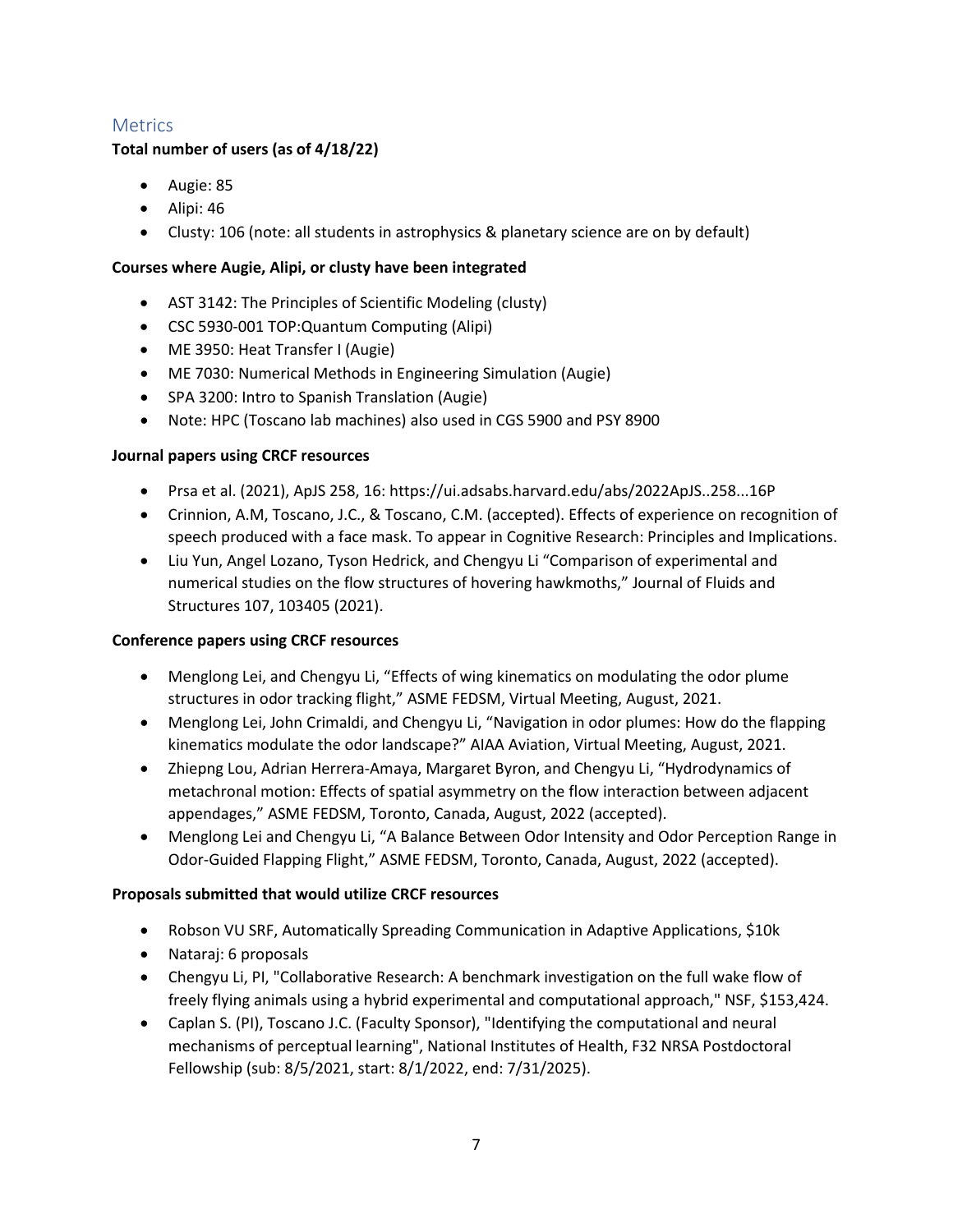## Metrics

**Total number of users (as of 4/18/22)**

- Augie: 85
- Alipi: 46
- Clusty: 106 (note: all students in astrophysics & planetary science are on by default)

**Courses where Augie, Alipi, or clusty have been integrated**

- AST 3142: The Principles of Scientific Modeling (clusty)
- CSC 5930-001 TOP:Quantum Computing (Alipi)
- ME 3950: Heat Transfer I (Augie)
- ME 7030: Numerical Methods in Engineering Simulation (Augie)
- SPA 3200: Intro to Spanish Translation (Augie)
- Note: HPC (Toscano lab machines) also used in CGS 5900 and PSY 8900

**Journal papers using CRCF resources**

- Prsa et al. (2021), ApJS 258, 16: https://ui.adsabs.harvard.edu/abs/2022ApJS..258...16P
- Crinnion, A.M, Toscano, J.C., & Toscano, C.M. (accepted). Effects of experience on recognition of speech produced with a face mask. To appear in Cognitive Research: Principles and Implications.
- Liu Yun, Angel Lozano, Tyson Hedrick, and Chengyu Li "Comparison of experimental and numerical studies on the flow structures of hovering hawkmoths," Journal of Fluids and Structures 107, 103405 (2021).

**Conference papers using CRCF resources**

- Menglong Lei, and Chengyu Li, "Effects of wing kinematics on modulating the odor plume structures in odor tracking flight," ASME FEDSM, Virtual Meeting, August, 2021.
- Menglong Lei, John Crimaldi, and Chengyu Li, "Navigation in odor plumes: How do the flapping kinematics modulate the odor landscape?" AIAA Aviation, Virtual Meeting, August, 2021.
- Zhiepng Lou, Adrian Herrera-Amaya, Margaret Byron, and Chengyu Li, "Hydrodynamics of metachronal motion: Effects of spatial asymmetry on the flow interaction between adjacent appendages," ASME FEDSM, Toronto, Canada, August, 2022 (accepted).
- Menglong Lei and Chengyu Li, "A Balance Between Odor Intensity and Odor Perception Range in Odor-Guided Flapping Flight," ASME FEDSM, Toronto, Canada, August, 2022 (accepted).

**Proposals submitted that would utilize CRCF resources**

- Robson VU SRF, Automatically Spreading Communication in Adaptive Applications, $10k
- Nataraj: 6 proposals
- Chengyu Li, PI, "Collaborative Research: A benchmark investigation on the full wake flow of freely flying animals using a hybrid experimental and computational approach," NSF, $153,424.
- Caplan S. (PI), Toscano J.C. (Faculty Sponsor), "Identifying the computational and neural mechanisms of perceptual learning", National Institutes of Health, F32 NRSA Postdoctoral Fellowship (sub: 8/5/2021, start: 8/1/2022, end: 7/31/2025).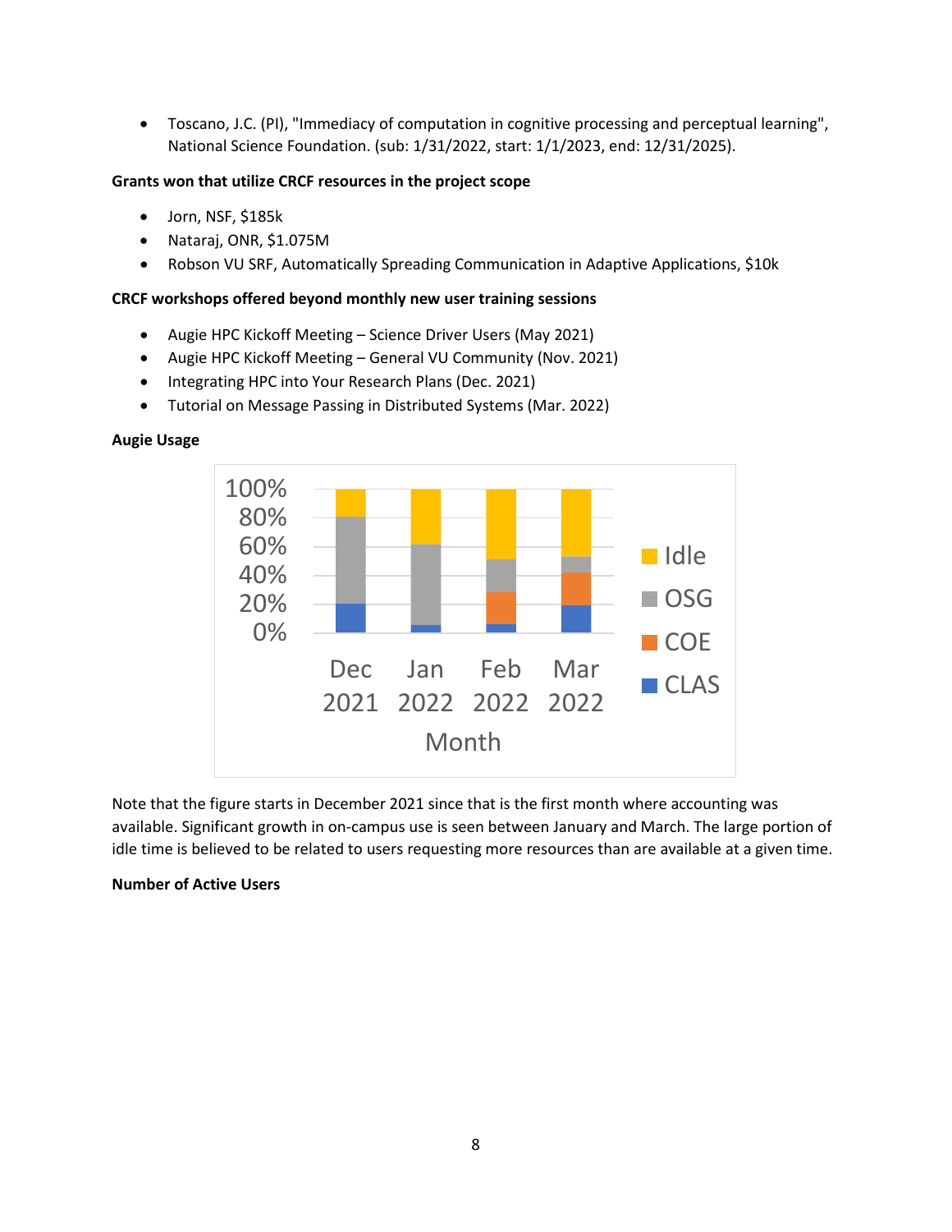- Toscano, J.C. (PI), "Immediacy of computation in cognitive processing and perceptual learning", National Science Foundation. (sub: 1/31/2022, start: 1/1/2023, end: 12/31/2025).

**Grants won that utilize CRCF resources in the project scope**

- Jorn, NSF, $185k
- Nataraj, ONR, $1.075M
- Robson VU SRF, Automatically Spreading Communication in Adaptive Applications, $10k

**CRCF workshops offered beyond monthly new user training sessions**

- Augie HPC Kickoff Meeting – Science Driver Users (May 2021)
- Augie HPC Kickoff Meeting – General VU Community (Nov. 2021)
- Integrating HPC into Your Research Plans (Dec. 2021)
- Tutorial on Message Passing in Distributed Systems (Mar. 2022)

**Augie Usage**

Note that the figure starts in December 2021 since that is the first month where accounting was available. Significant growth in on-campus use is seen between January and March. The large portion of idle time is believed to be related to users requesting more resources than are available at a given time.

**Number of Active Users**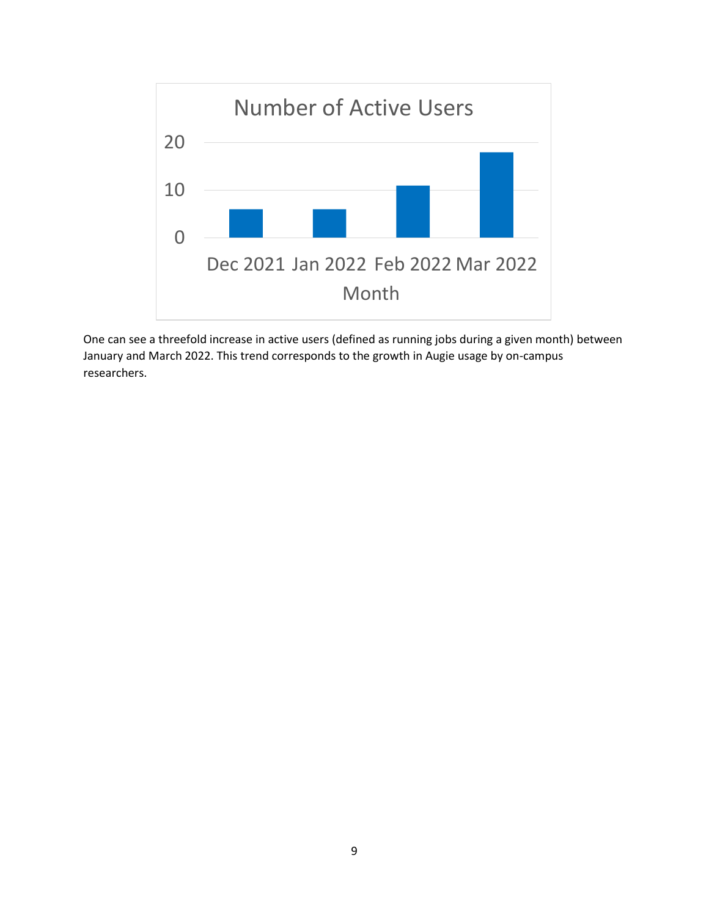One can see a threefold increase in active users (defined as running jobs during a given month) between January and March 2022. This trend corresponds to the growth in Augie usage by on-campus researchers.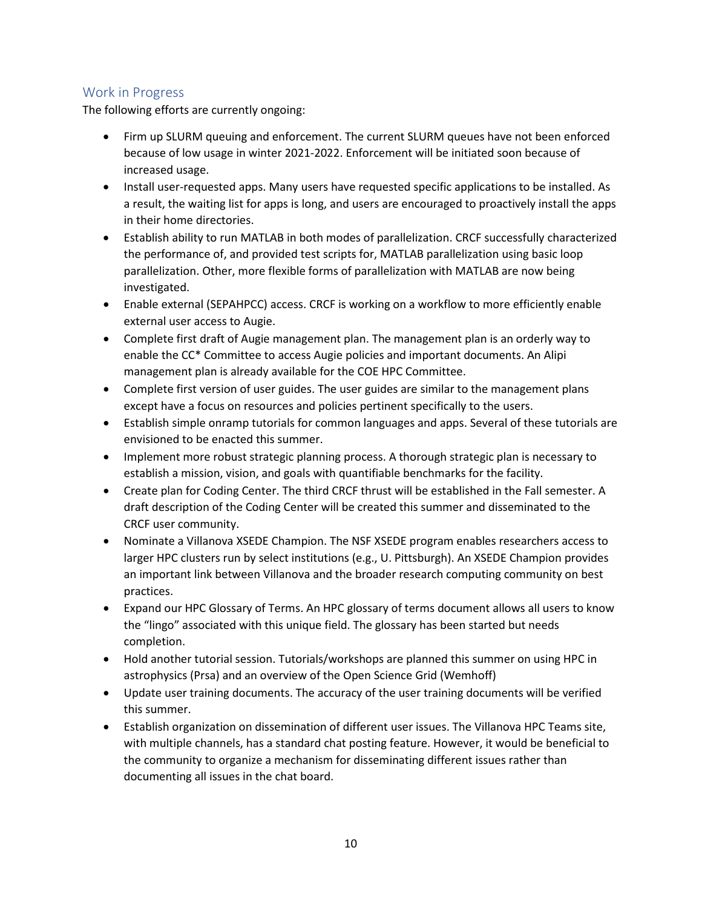## Work in Progress

The following efforts are currently ongoing:

- Firm up SLURM queuing and enforcement. The current SLURM queues have not been enforced because of low usage in winter 2021-2022. Enforcement will be initiated soon because of increased usage.
- Install user-requested apps. Many users have requested specific applications to be installed. As a result, the waiting list for apps is long, and users are encouraged to proactively install the apps in their home directories.
- Establish ability to run MATLAB in both modes of parallelization. CRCF successfully characterized the performance of, and provided test scripts for, MATLAB parallelization using basic loop parallelization. Other, more flexible forms of parallelization with MATLAB are now being investigated.
- Enable external (SEPAHPCC) access. CRCF is working on a workflow to more efficiently enable external user access to Augie.
- Complete first draft of Augie management plan. The management plan is an orderly way to enable the CC* Committee to access Augie policies and important documents. An Alipi management plan is already available for the COE HPC Committee.
- Complete first version of user guides. The user guides are similar to the management plans except have a focus on resources and policies pertinent specifically to the users.
- Establish simple onramp tutorials for common languages and apps. Several of these tutorials are envisioned to be enacted this summer.
- Implement more robust strategic planning process. A thorough strategic plan is necessary to establish a mission, vision, and goals with quantifiable benchmarks for the facility.
- Create plan for Coding Center. The third CRCF thrust will be established in the Fall semester. A draft description of the Coding Center will be created this summer and disseminated to the CRCF user community.
- Nominate a Villanova XSEDE Champion. The NSF XSEDE program enables researchers access to larger HPC clusters run by select institutions (e.g., U. Pittsburgh). An XSEDE Champion provides an important link between Villanova and the broader research computing community on best practices.
- Expand our HPC Glossary of Terms. An HPC glossary of terms document allows all users to know the "lingo" associated with this unique field. The glossary has been started but needs completion.
- Hold another tutorial session. Tutorials/workshops are planned this summer on using HPC in astrophysics (Prsa) and an overview of the Open Science Grid (Wemhoff)
- Update user training documents. The accuracy of the user training documents will be verified this summer.
- Establish organization on dissemination of different user issues. The Villanova HPC Teams site, with multiple channels, has a standard chat posting feature. However, it would be beneficial to the community to organize a mechanism for disseminating different issues rather than documenting all issues in the chat board.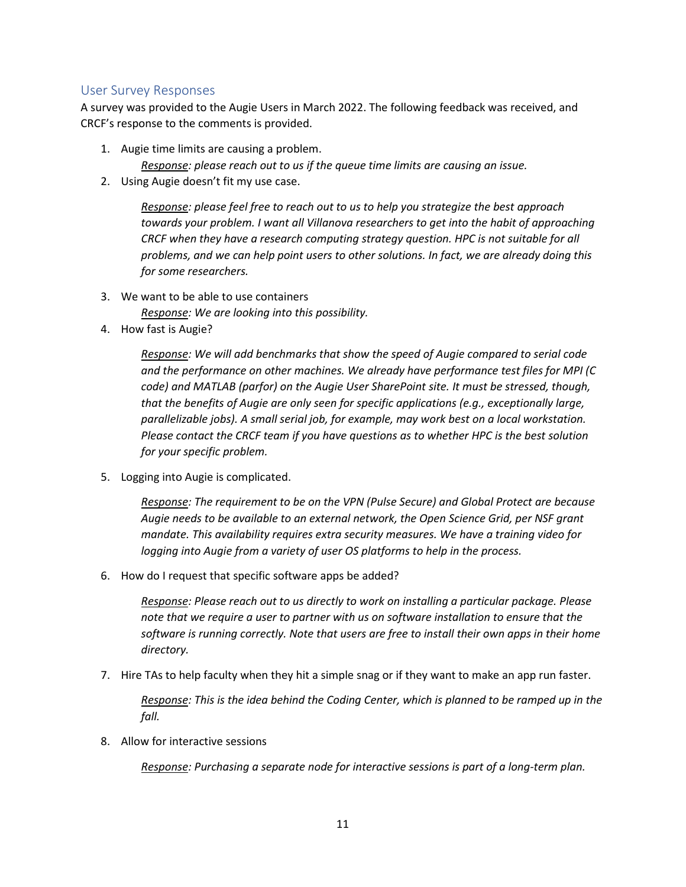## User Survey Responses

A survey was provided to the Augie Users in March 2022. The following feedback was received, and CRCF's response to the comments is provided.

1. Augie time limits are causing a problem.

   *Response: please reach out to us if the queue time limits are causing an issue.*

2. Using Augie doesn't fit my use case.

   *Response: please feel free to reach out to us to help you strategize the best approach towards your problem. I want all Villanova researchers to get into the habit of approaching CRCF when they have a research computing strategy question. HPC is not suitable for all problems, and we can help point users to other solutions. In fact, we are already doing this for some researchers.*

3. We want to be able to use containers

   *Response: We are looking into this possibility.*

4. How fast is Augie?

   *Response: We will add benchmarks that show the speed of Augie compared to serial code and the performance on other machines. We already have performance test files for MPI (C code) and MATLAB (parfor) on the Augie User SharePoint site. It must be stressed, though, that the benefits of Augie are only seen for specific applications (e.g., exceptionally large, parallelizable jobs). A small serial job, for example, may work best on a local workstation. Please contact the CRCF team if you have questions as to whether HPC is the best solution for your specific problem.*

5. Logging into Augie is complicated.

   *Response: The requirement to be on the VPN (Pulse Secure) and Global Protect are because Augie needs to be available to an external network, the Open Science Grid, per NSF grant mandate. This availability requires extra security measures. We have a training video for logging into Augie from a variety of user OS platforms to help in the process.*

6. How do I request that specific software apps be added?

   *Response: Please reach out to us directly to work on installing a particular package. Please note that we require a user to partner with us on software installation to ensure that the software is running correctly. Note that users are free to install their own apps in their home directory.*

7. Hire TAs to help faculty when they hit a simple snag or if they want to make an app run faster.

   *Response: This is the idea behind the Coding Center, which is planned to be ramped up in the fall.*

8. Allow for interactive sessions

   *Response: Purchasing a separate node for interactive sessions is part of a long-term plan.*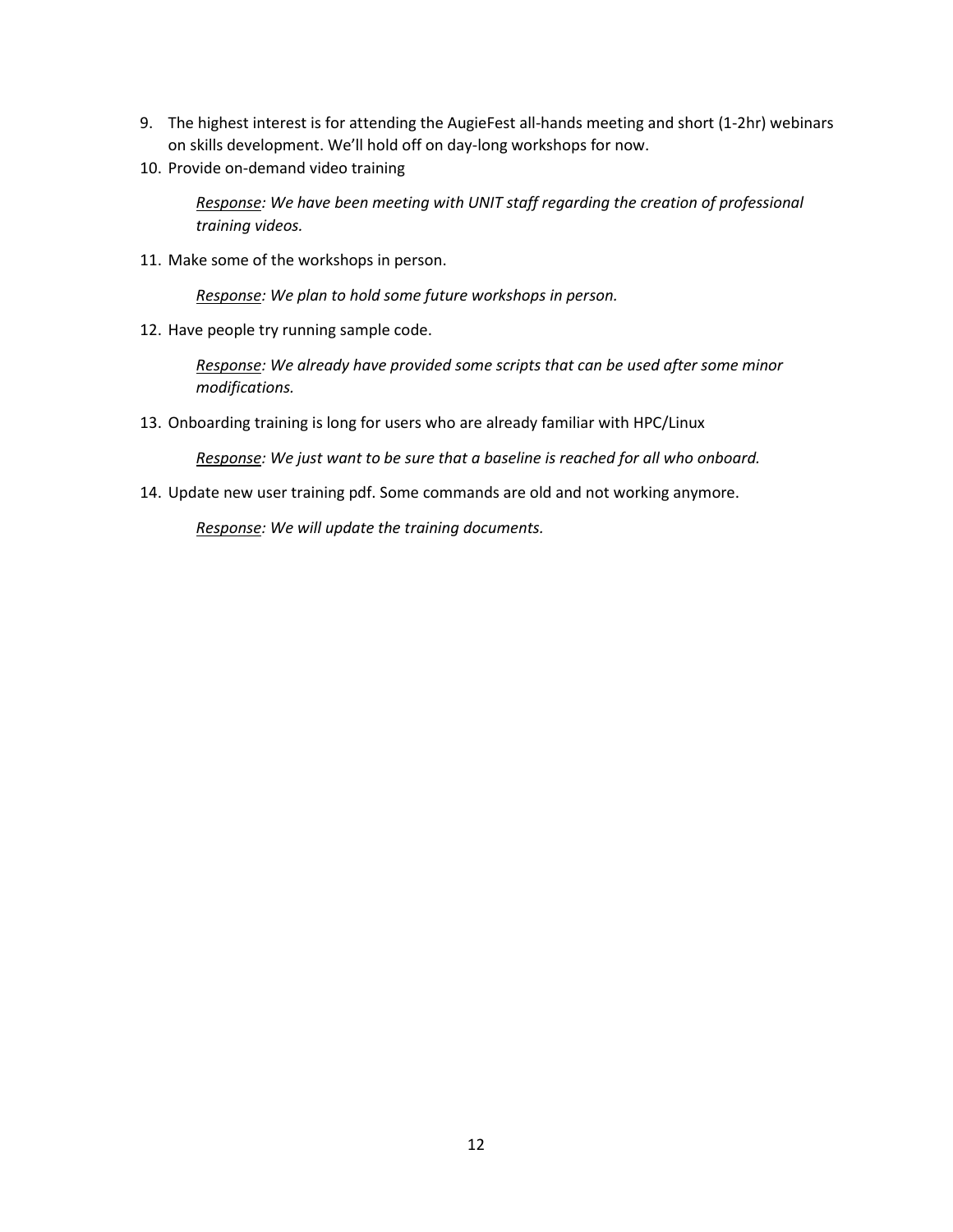9. The highest interest is for attending the AugieFest all-hands meeting and short (1-2hr) webinars on skills development. We'll hold off on day-long workshops for now.
10. Provide on-demand video training

    *<u>Response</u>: We have been meeting with UNIT staff regarding the creation of professional training videos.*

11. Make some of the workshops in person.

    *<u>Response</u>: We plan to hold some future workshops in person.*

12. Have people try running sample code.

    *<u>Response</u>: We already have provided some scripts that can be used after some minor modifications.*

13. Onboarding training is long for users who are already familiar with HPC/Linux

    *<u>Response</u>: We just want to be sure that a baseline is reached for all who onboard.*

14. Update new user training pdf. Some commands are old and not working anymore.

    *<u>Response</u>: We will update the training documents.*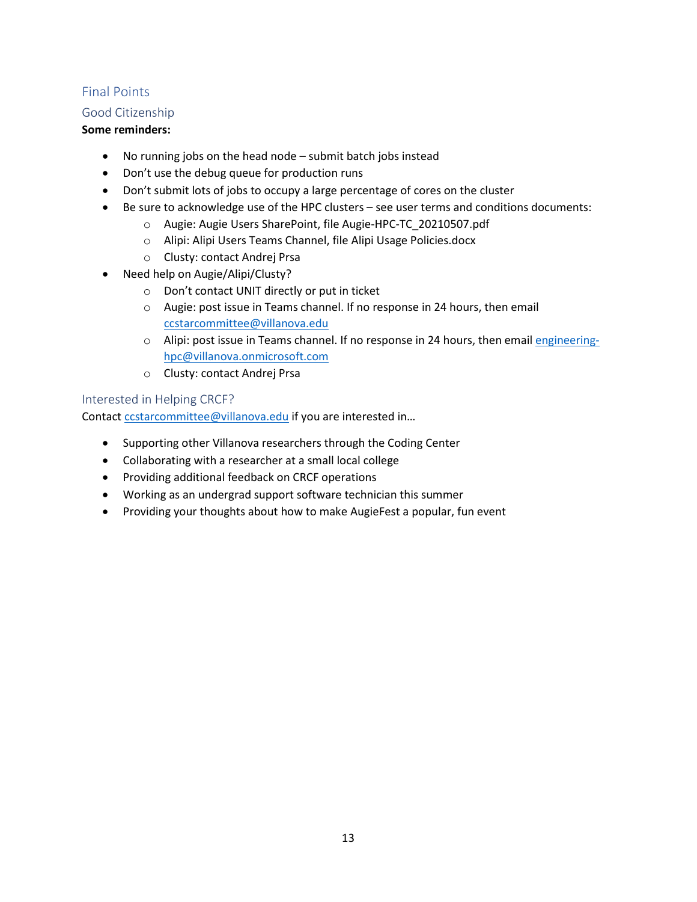## Final Points

### Good Citizenship

**Some reminders:**

- No running jobs on the head node – submit batch jobs instead
- Don't use the debug queue for production runs
- Don't submit lots of jobs to occupy a large percentage of cores on the cluster
- Be sure to acknowledge use of the HPC clusters – see user terms and conditions documents:
  - Augie: Augie Users SharePoint, file Augie-HPC-TC_20210507.pdf
  - Alipi: Alipi Users Teams Channel, file Alipi Usage Policies.docx
  - Clusty: contact Andrej Prsa
- Need help on Augie/Alipi/Clusty?
  - Don't contact UNIT directly or put in ticket
  - Augie: post issue in Teams channel. If no response in 24 hours, then email ccstarcommittee@villanova.edu
  - Alipi: post issue in Teams channel. If no response in 24 hours, then email engineering-hpc@villanova.onmicrosoft.com
  - Clusty: contact Andrej Prsa

### Interested in Helping CRCF?

Contact ccstarcommittee@villanova.edu if you are interested in…

- Supporting other Villanova researchers through the Coding Center
- Collaborating with a researcher at a small local college
- Providing additional feedback on CRCF operations
- Working as an undergrad support software technician this summer
- Providing your thoughts about how to make AugieFest a popular, fun event